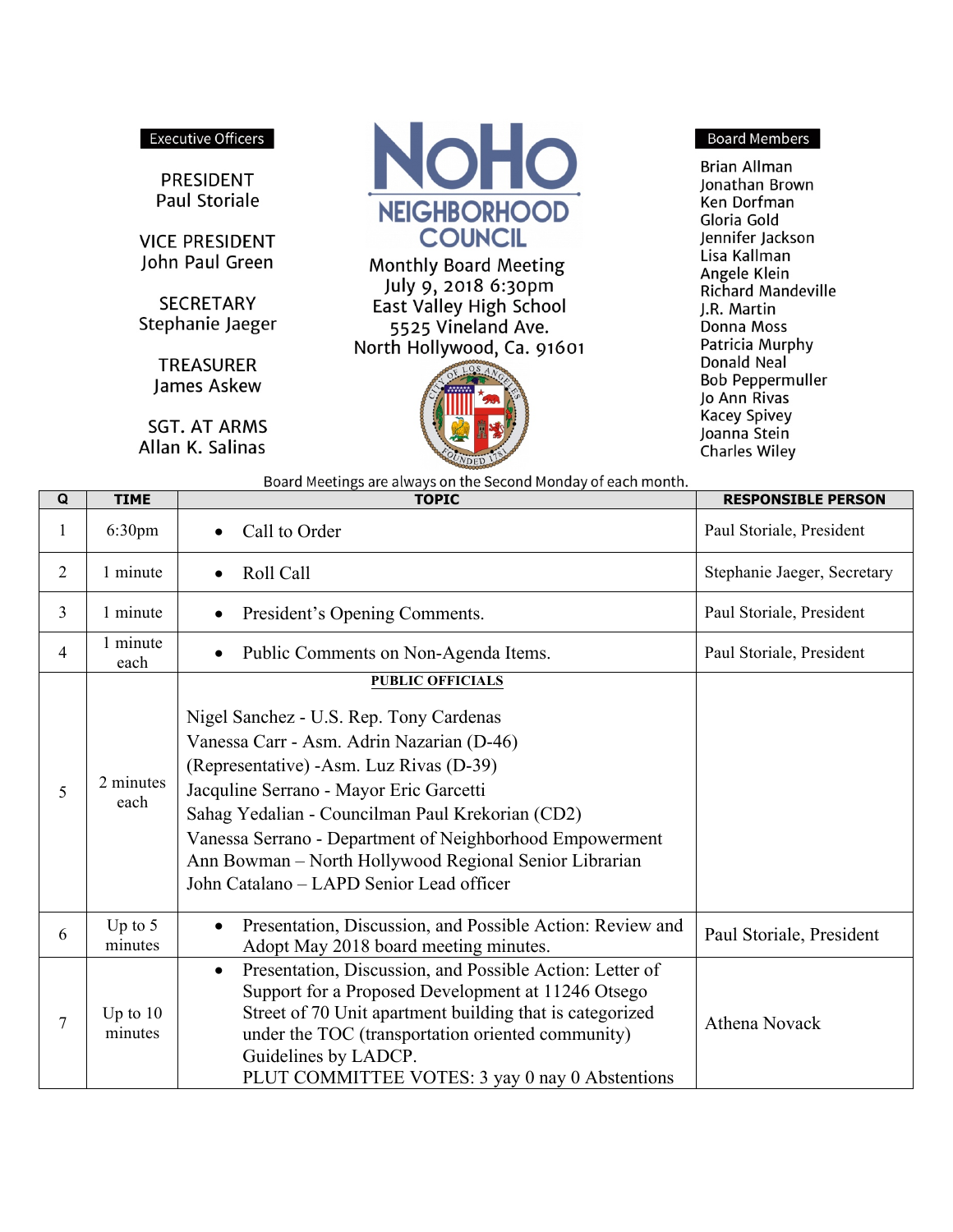# NoHo NEIGHBORHOOD COUNCIL

Monthly Board Meeting
July 9, 2018 6:30pm
East Valley High School
5525 Vineland Ave.
North Hollywood, Ca. 91601

**Executive Officers**

PRESIDENT
Paul Storiale

VICE PRESIDENT
John Paul Green

SECRETARY
Stephanie Jaeger

TREASURER
James Askew

SGT. AT ARMS
Allan K. Salinas

**Board Members**

Brian Allman
Jonathan Brown
Ken Dorfman
Gloria Gold
Jennifer Jackson
Lisa Kallman
Angele Klein
Richard Mandeville
J.R. Martin
Donna Moss
Patricia Murphy
Donald Neal
Bob Peppermuller
Jo Ann Rivas
Kacey Spivey
Joanna Stein
Charles Wiley

Board Meetings are always on the Second Monday of each month.

| Q | TIME | TOPIC | RESPONSIBLE PERSON |
|---|---|---|---|
| 1 | 6:30pm | • Call to Order | Paul Storiale, President |
| 2 | 1 minute | • Roll Call | Stephanie Jaeger, Secretary |
| 3 | 1 minute | • President's Opening Comments. | Paul Storiale, President |
| 4 | 1 minute each | • Public Comments on Non-Agenda Items. | Paul Storiale, President |
| 5 | 2 minutes each | **PUBLIC OFFICIALS**<br><br>Nigel Sanchez - U.S. Rep. Tony Cardenas<br>Vanessa Carr - Asm. Adrin Nazarian (D-46)<br>(Representative) -Asm. Luz Rivas (D-39)<br>Jacquline Serrano - Mayor Eric Garcetti<br>Sahag Yedalian - Councilman Paul Krekorian (CD2)<br>Vanessa Serrano - Department of Neighborhood Empowerment<br>Ann Bowman – North Hollywood Regional Senior Librarian<br>John Catalano – LAPD Senior Lead officer | |
| 6 | Up to 5 minutes | • Presentation, Discussion, and Possible Action: Review and Adopt May 2018 board meeting minutes. | Paul Storiale, President |
| 7 | Up to 10 minutes | • Presentation, Discussion, and Possible Action: Letter of Support for a Proposed Development at 11246 Otsego Street of 70 Unit apartment building that is categorized under the TOC (transportation oriented community) Guidelines by LADCP.<br>PLUT COMMITTEE VOTES: 3 yay 0 nay 0 Abstentions | Athena Novack |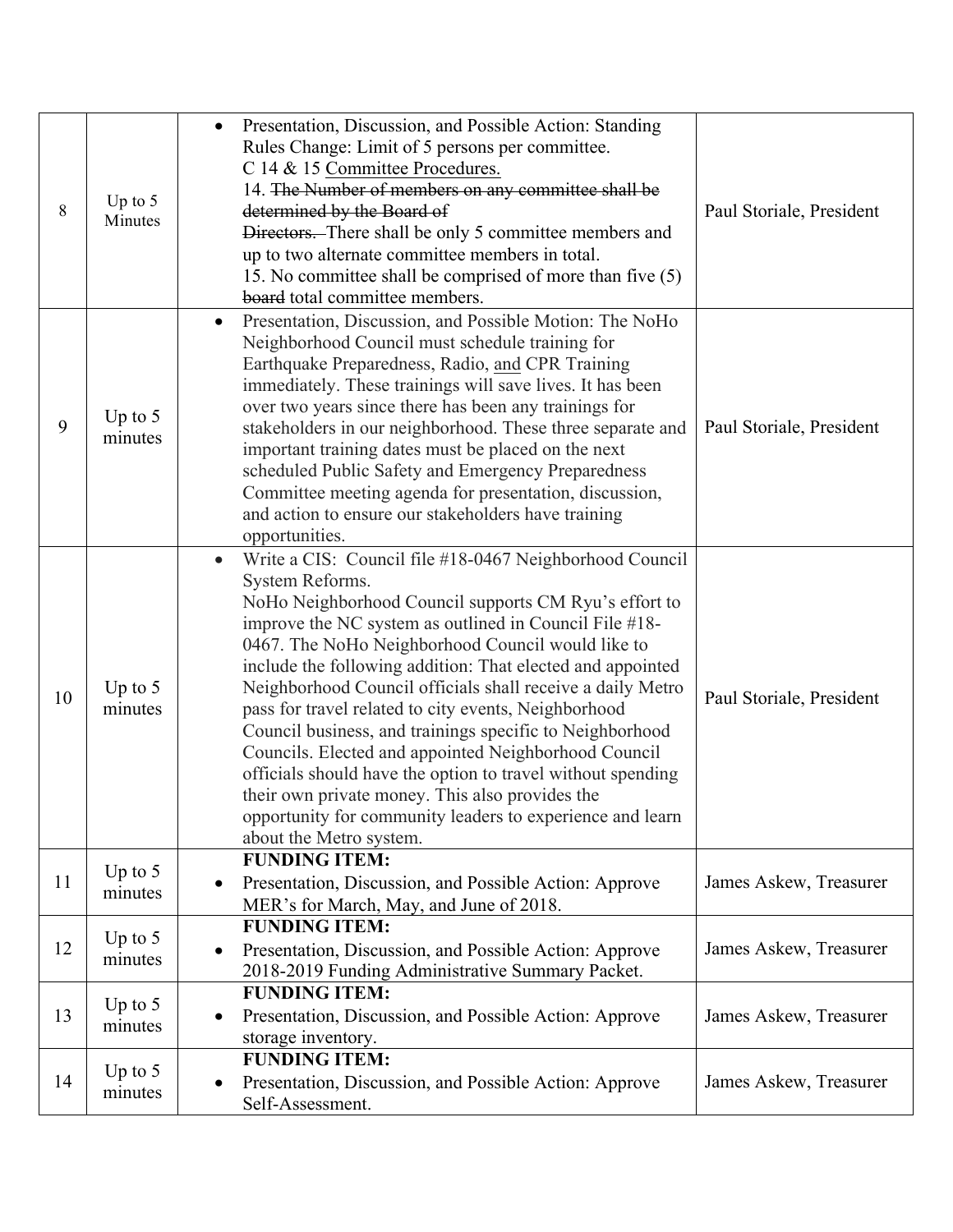| 8 | Up to 5 Minutes | • Presentation, Discussion, and Possible Action: Standing Rules Change: Limit of 5 persons per committee.<br>C 14 & 15 <u>Committee Procedures.</u><br>14. ~~The Number of members on any committee shall be determined by the Board of Directors.~~ There shall be only 5 committee members and up to two alternate committee members in total.<br>15. No committee shall be comprised of more than five (5) ~~board~~ total committee members. | Paul Storiale, President |
|---|---|---|---|
| 9 | Up to 5 minutes | • Presentation, Discussion, and Possible Motion: The NoHo Neighborhood Council must schedule training for Earthquake Preparedness, Radio, <u>and</u> CPR Training immediately. These trainings will save lives. It has been over two years since there has been any trainings for stakeholders in our neighborhood. These three separate and important training dates must be placed on the next scheduled Public Safety and Emergency Preparedness Committee meeting agenda for presentation, discussion, and action to ensure our stakeholders have training opportunities. | Paul Storiale, President |
| 10 | Up to 5 minutes | • Write a CIS: Council file #18-0467 Neighborhood Council System Reforms.<br>NoHo Neighborhood Council supports CM Ryu's effort to improve the NC system as outlined in Council File #18-0467. The NoHo Neighborhood Council would like to include the following addition: That elected and appointed Neighborhood Council officials shall receive a daily Metro pass for travel related to city events, Neighborhood Council business, and trainings specific to Neighborhood Councils. Elected and appointed Neighborhood Council officials should have the option to travel without spending their own private money. This also provides the opportunity for community leaders to experience and learn about the Metro system. | Paul Storiale, President |
| 11 | Up to 5 minutes | **FUNDING ITEM:**<br>• Presentation, Discussion, and Possible Action: Approve MER's for March, May, and June of 2018. | James Askew, Treasurer |
| 12 | Up to 5 minutes | **FUNDING ITEM:**<br>• Presentation, Discussion, and Possible Action: Approve 2018-2019 Funding Administrative Summary Packet. | James Askew, Treasurer |
| 13 | Up to 5 minutes | **FUNDING ITEM:**<br>• Presentation, Discussion, and Possible Action: Approve storage inventory. | James Askew, Treasurer |
| 14 | Up to 5 minutes | **FUNDING ITEM:**<br>• Presentation, Discussion, and Possible Action: Approve Self-Assessment. | James Askew, Treasurer |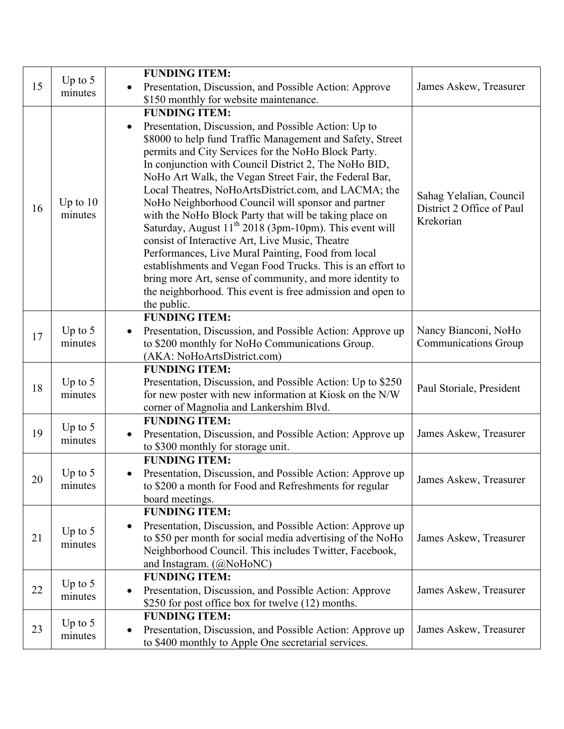| 15 | Up to 5 minutes | **FUNDING ITEM:**<br>• Presentation, Discussion, and Possible Action: Approve $150 monthly for website maintenance. | James Askew, Treasurer |
|---|---|---|---|
| 16 | Up to 10 minutes | **FUNDING ITEM:**<br>• Presentation, Discussion, and Possible Action: Up to $8000 to help fund Traffic Management and Safety, Street permits and City Services for the NoHo Block Party. In conjunction with Council District 2, The NoHo BID, NoHo Art Walk, the Vegan Street Fair, the Federal Bar, Local Theatres, NoHoArtsDistrict.com, and LACMA; the NoHo Neighborhood Council will sponsor and partner with the NoHo Block Party that will be taking place on Saturday, August 11th 2018 (3pm-10pm). This event will consist of Interactive Art, Live Music, Theatre Performances, Live Mural Painting, Food from local establishments and Vegan Food Trucks. This is an effort to bring more Art, sense of community, and more identity to the neighborhood. This event is free admission and open to the public. | Sahag Yelalian, Council District 2 Office of Paul Krekorian |
| 17 | Up to 5 minutes | **FUNDING ITEM:**<br>• Presentation, Discussion, and Possible Action: Approve up to $200 monthly for NoHo Communications Group. (AKA: NoHoArtsDistrict.com) | Nancy Bianconi, NoHo Communications Group |
| 18 | Up to 5 minutes | **FUNDING ITEM:**<br>Presentation, Discussion, and Possible Action: Up to $250 for new poster with new information at Kiosk on the N/W corner of Magnolia and Lankershim Blvd. | Paul Storiale, President |
| 19 | Up to 5 minutes | **FUNDING ITEM:**<br>• Presentation, Discussion, and Possible Action: Approve up to $300 monthly for storage unit. | James Askew, Treasurer |
| 20 | Up to 5 minutes | **FUNDING ITEM:**<br>• Presentation, Discussion, and Possible Action: Approve up to $200 a month for Food and Refreshments for regular board meetings. | James Askew, Treasurer |
| 21 | Up to 5 minutes | **FUNDING ITEM:**<br>• Presentation, Discussion, and Possible Action: Approve up to $50 per month for social media advertising of the NoHo Neighborhood Council. This includes Twitter, Facebook, and Instagram. (@NoHoNC) | James Askew, Treasurer |
| 22 | Up to 5 minutes | **FUNDING ITEM:**<br>• Presentation, Discussion, and Possible Action: Approve $250 for post office box for twelve (12) months. | James Askew, Treasurer |
| 23 | Up to 5 minutes | **FUNDING ITEM:**<br>• Presentation, Discussion, and Possible Action: Approve up to $400 monthly to Apple One secretarial services. | James Askew, Treasurer |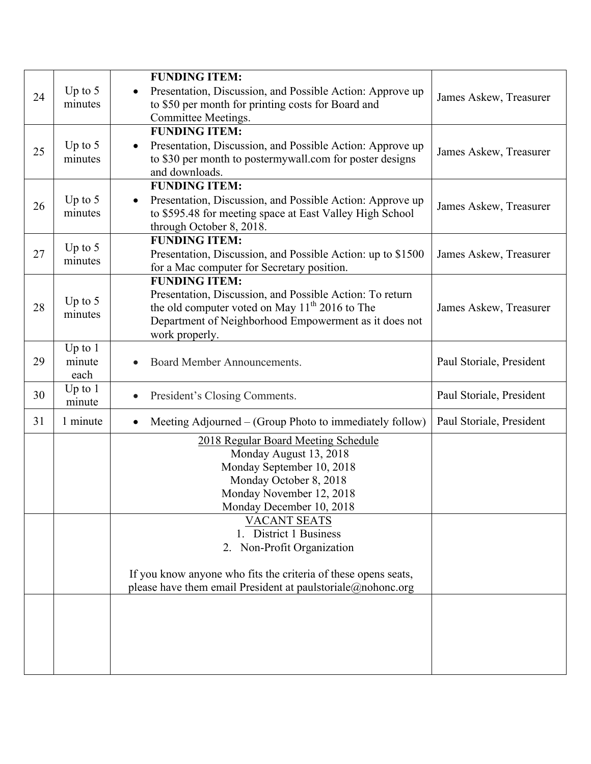| | | | |
|---|---|---|---|
| 24 | Up to 5 minutes | **FUNDING ITEM:** <br>• Presentation, Discussion, and Possible Action: Approve up to $50 per month for printing costs for Board and Committee Meetings. | James Askew, Treasurer |
| 25 | Up to 5 minutes | **FUNDING ITEM:** <br>• Presentation, Discussion, and Possible Action: Approve up to $30 per month to postermywall.com for poster designs and downloads. | James Askew, Treasurer |
| 26 | Up to 5 minutes | **FUNDING ITEM:** <br>• Presentation, Discussion, and Possible Action: Approve up to $595.48 for meeting space at East Valley High School through October 8, 2018. | James Askew, Treasurer |
| 27 | Up to 5 minutes | **FUNDING ITEM:** <br>Presentation, Discussion, and Possible Action: up to $1500 for a Mac computer for Secretary position. | James Askew, Treasurer |
| 28 | Up to 5 minutes | **FUNDING ITEM:** <br>Presentation, Discussion, and Possible Action: To return the old computer voted on May 11th 2016 to The Department of Neighborhood Empowerment as it does not work properly. | James Askew, Treasurer |
| 29 | Up to 1 minute each | • Board Member Announcements. | Paul Storiale, President |
| 30 | Up to 1 minute | • President's Closing Comments. | Paul Storiale, President |
| 31 | 1 minute | • Meeting Adjourned – (Group Photo to immediately follow) | Paul Storiale, President |
| | | 2018 Regular Board Meeting Schedule <br>Monday August 13, 2018 <br>Monday September 10, 2018 <br>Monday October 8, 2018 <br>Monday November 12, 2018 <br>Monday December 10, 2018 | |
| | | VACANT SEATS <br>1. District 1 Business <br>2. Non-Profit Organization <br><br>If you know anyone who fits the criteria of these opens seats, please have them email President at paulstoriale@nohonc.org | |
| | | | |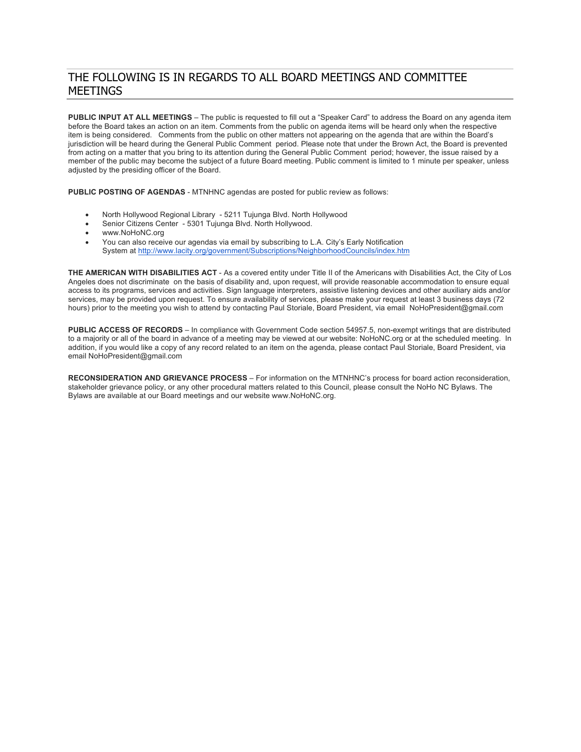## THE FOLLOWING IS IN REGARDS TO ALL BOARD MEETINGS AND COMMITTEE MEETINGS

**PUBLIC INPUT AT ALL MEETINGS** – The public is requested to fill out a "Speaker Card" to address the Board on any agenda item before the Board takes an action on an item. Comments from the public on agenda items will be heard only when the respective item is being considered. Comments from the public on other matters not appearing on the agenda that are within the Board's jurisdiction will be heard during the General Public Comment period. Please note that under the Brown Act, the Board is prevented from acting on a matter that you bring to its attention during the General Public Comment period; however, the issue raised by a member of the public may become the subject of a future Board meeting. Public comment is limited to 1 minute per speaker, unless adjusted by the presiding officer of the Board.

**PUBLIC POSTING OF AGENDAS** - MTNHNC agendas are posted for public review as follows:

- North Hollywood Regional Library - 5211 Tujunga Blvd. North Hollywood
- Senior Citizens Center - 5301 Tujunga Blvd. North Hollywood.
- www.NoHoNC.org
- You can also receive our agendas via email by subscribing to L.A. City's Early Notification System at http://www.lacity.org/government/Subscriptions/NeighborhoodCouncils/index.htm

**THE AMERICAN WITH DISABILITIES ACT** - As a covered entity under Title II of the Americans with Disabilities Act, the City of Los Angeles does not discriminate on the basis of disability and, upon request, will provide reasonable accommodation to ensure equal access to its programs, services and activities. Sign language interpreters, assistive listening devices and other auxiliary aids and/or services, may be provided upon request. To ensure availability of services, please make your request at least 3 business days (72 hours) prior to the meeting you wish to attend by contacting Paul Storiale, Board President, via email NoHoPresident@gmail.com

**PUBLIC ACCESS OF RECORDS** – In compliance with Government Code section 54957.5, non-exempt writings that are distributed to a majority or all of the board in advance of a meeting may be viewed at our website: NoHoNC.org or at the scheduled meeting. In addition, if you would like a copy of any record related to an item on the agenda, please contact Paul Storiale, Board President, via email NoHoPresident@gmail.com

**RECONSIDERATION AND GRIEVANCE PROCESS** – For information on the MTNHNC's process for board action reconsideration, stakeholder grievance policy, or any other procedural matters related to this Council, please consult the NoHo NC Bylaws. The Bylaws are available at our Board meetings and our website www.NoHoNC.org.